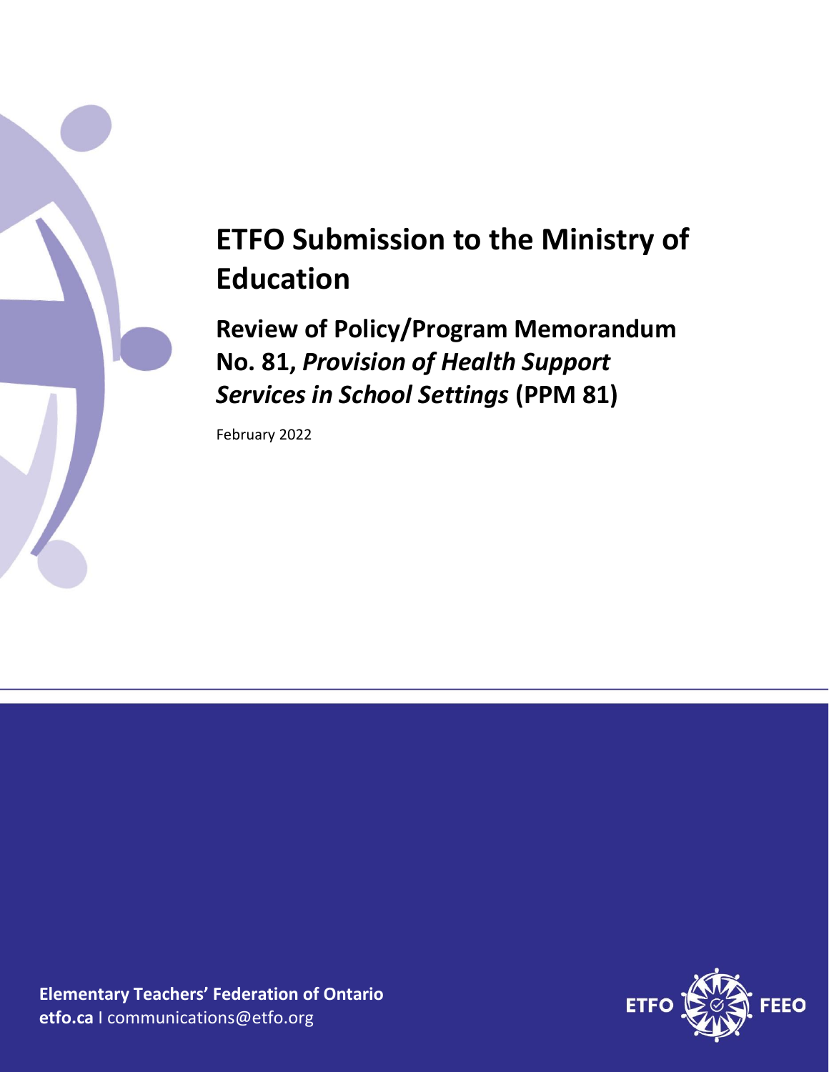# ETFO Submission to the Ministry of Education

## Review of Policy/Program Memorandum No. 81, *Provision of Health Support Services in School Settings* (PPM 81)

February 2022

**Elementary Teachers' Federation of Ontario**
**etfo.ca** I communications@etfo.org

ETFO FEEO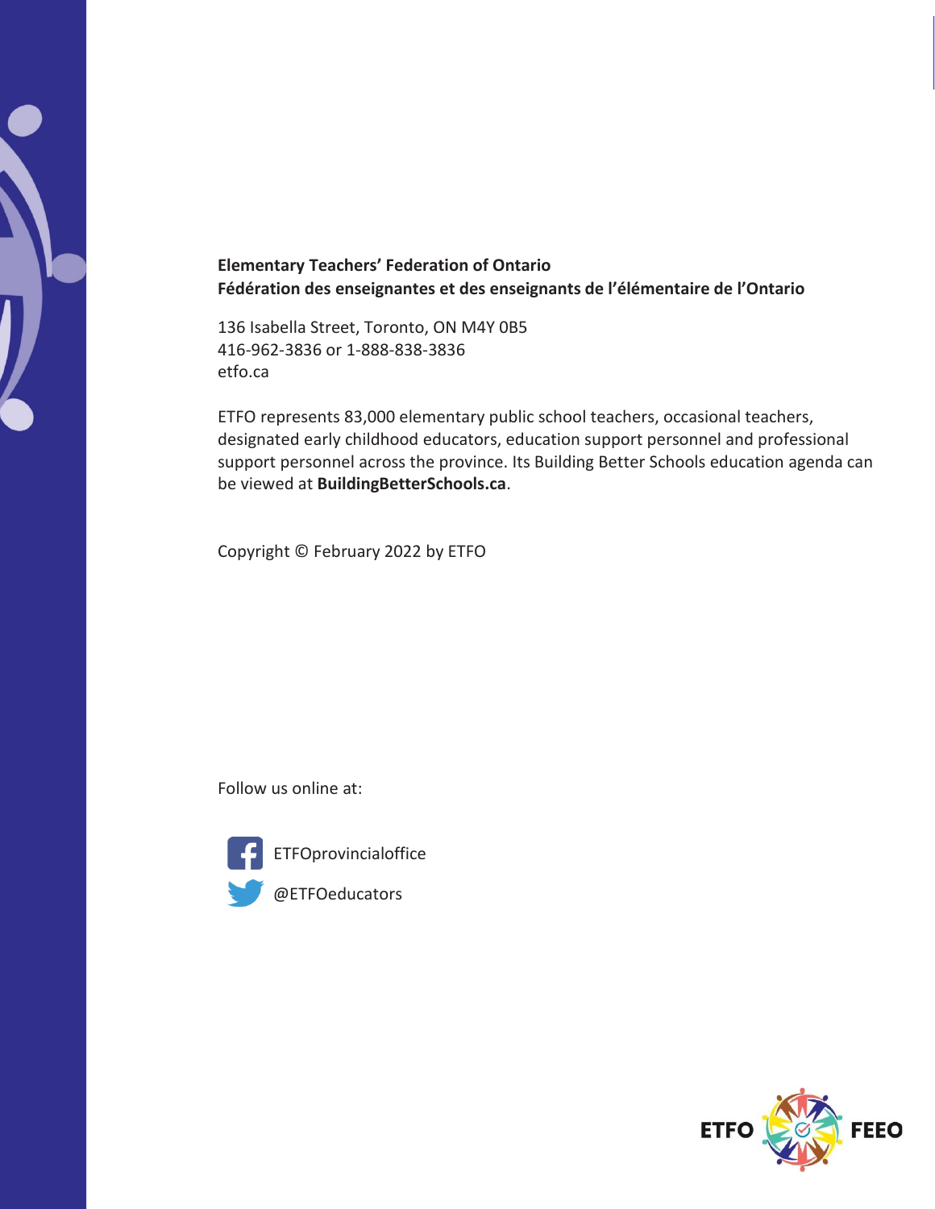**Elementary Teachers' Federation of Ontario**
**Fédération des enseignantes et des enseignants de l'élémentaire de l'Ontario**

136 Isabella Street, Toronto, ON M4Y 0B5
416-962-3836 or 1-888-838-3836
etfo.ca

ETFO represents 83,000 elementary public school teachers, occasional teachers, designated early childhood educators, education support personnel and professional support personnel across the province. Its Building Better Schools education agenda can be viewed at **BuildingBetterSchools.ca**.

Copyright © February 2022 by ETFO

Follow us online at:

ETFOprovincialoffice

@ETFOeducators

ETFO FEEO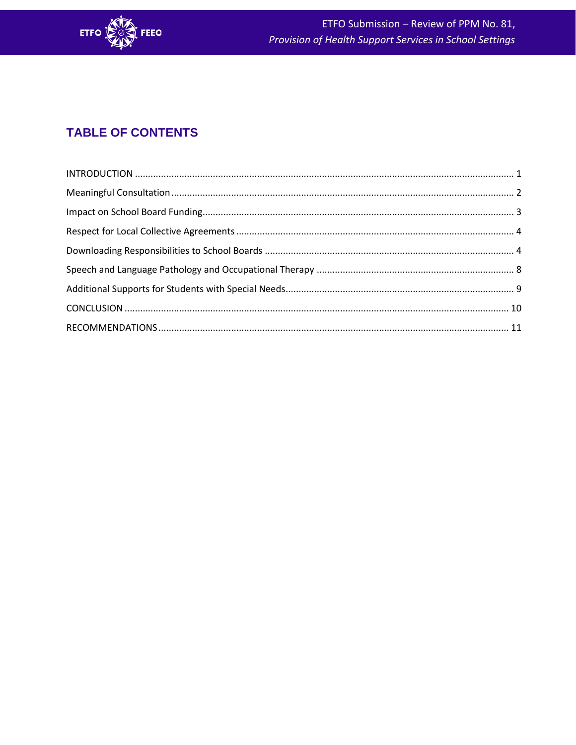## TABLE OF CONTENTS

INTRODUCTION ... 1

Meaningful Consultation ... 2

Impact on School Board Funding ... 3

Respect for Local Collective Agreements ... 4

Downloading Responsibilities to School Boards ... 4

Speech and Language Pathology and Occupational Therapy ... 8

Additional Supports for Students with Special Needs ... 9

CONCLUSION ... 10

RECOMMENDATIONS ... 11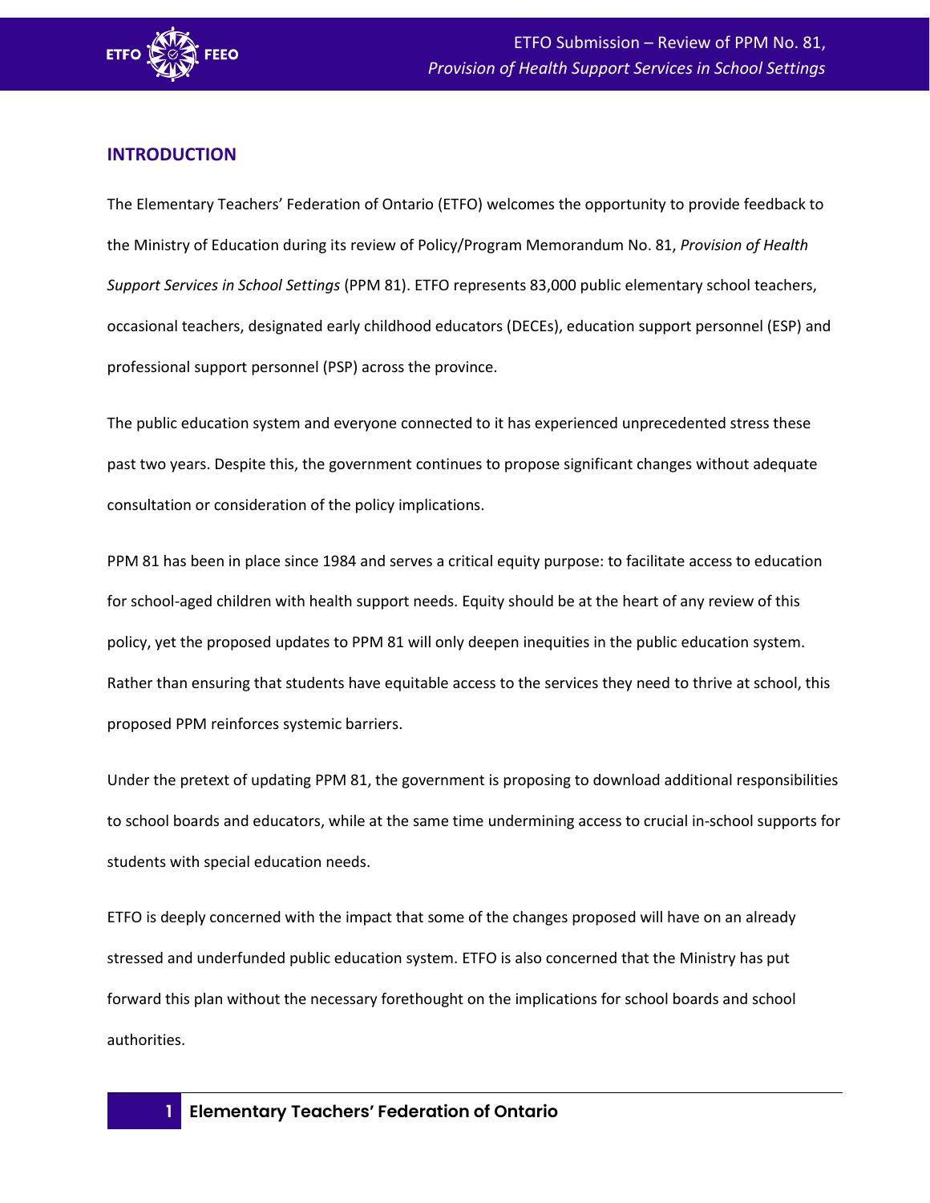## INTRODUCTION

The Elementary Teachers' Federation of Ontario (ETFO) welcomes the opportunity to provide feedback to the Ministry of Education during its review of Policy/Program Memorandum No. 81, *Provision of Health Support Services in School Settings* (PPM 81). ETFO represents 83,000 public elementary school teachers, occasional teachers, designated early childhood educators (DECEs), education support personnel (ESP) and professional support personnel (PSP) across the province.

The public education system and everyone connected to it has experienced unprecedented stress these past two years. Despite this, the government continues to propose significant changes without adequate consultation or consideration of the policy implications.

PPM 81 has been in place since 1984 and serves a critical equity purpose: to facilitate access to education for school-aged children with health support needs. Equity should be at the heart of any review of this policy, yet the proposed updates to PPM 81 will only deepen inequities in the public education system. Rather than ensuring that students have equitable access to the services they need to thrive at school, this proposed PPM reinforces systemic barriers.

Under the pretext of updating PPM 81, the government is proposing to download additional responsibilities to school boards and educators, while at the same time undermining access to crucial in-school supports for students with special education needs.

ETFO is deeply concerned with the impact that some of the changes proposed will have on an already stressed and underfunded public education system. ETFO is also concerned that the Ministry has put forward this plan without the necessary forethought on the implications for school boards and school authorities.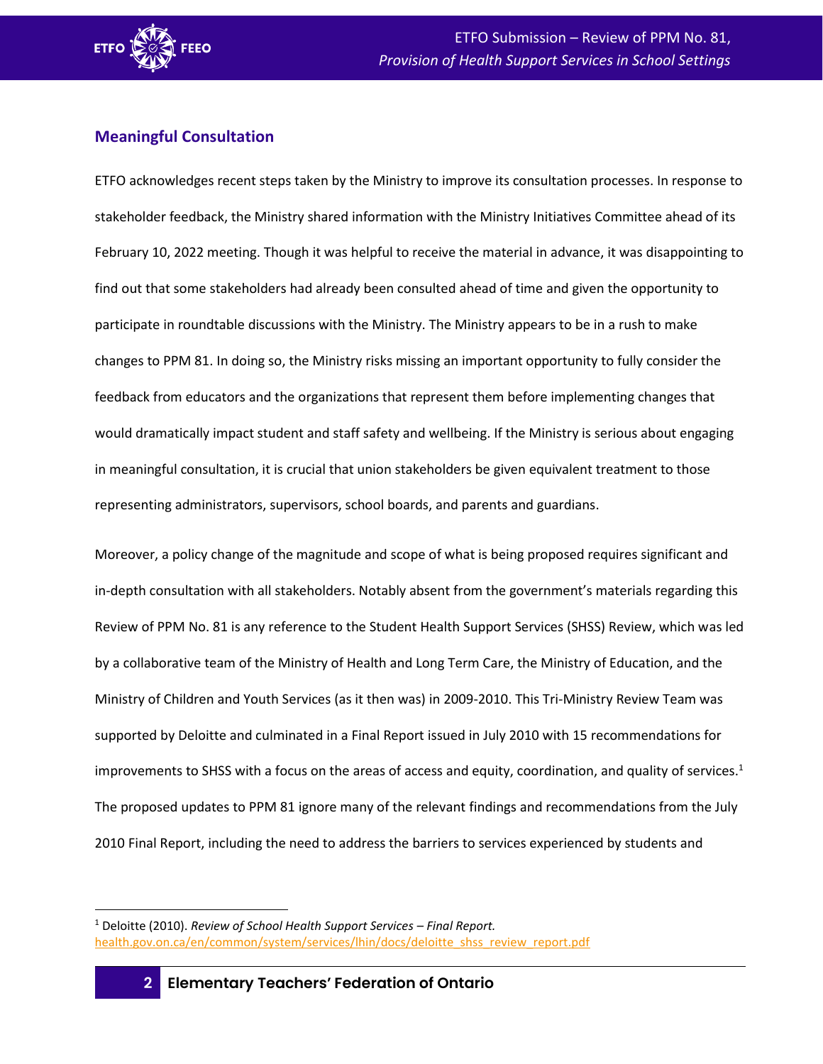## Meaningful Consultation

ETFO acknowledges recent steps taken by the Ministry to improve its consultation processes. In response to stakeholder feedback, the Ministry shared information with the Ministry Initiatives Committee ahead of its February 10, 2022 meeting. Though it was helpful to receive the material in advance, it was disappointing to find out that some stakeholders had already been consulted ahead of time and given the opportunity to participate in roundtable discussions with the Ministry. The Ministry appears to be in a rush to make changes to PPM 81. In doing so, the Ministry risks missing an important opportunity to fully consider the feedback from educators and the organizations that represent them before implementing changes that would dramatically impact student and staff safety and wellbeing. If the Ministry is serious about engaging in meaningful consultation, it is crucial that union stakeholders be given equivalent treatment to those representing administrators, supervisors, school boards, and parents and guardians.

Moreover, a policy change of the magnitude and scope of what is being proposed requires significant and in-depth consultation with all stakeholders. Notably absent from the government's materials regarding this Review of PPM No. 81 is any reference to the Student Health Support Services (SHSS) Review, which was led by a collaborative team of the Ministry of Health and Long Term Care, the Ministry of Education, and the Ministry of Children and Youth Services (as it then was) in 2009-2010. This Tri-Ministry Review Team was supported by Deloitte and culminated in a Final Report issued in July 2010 with 15 recommendations for improvements to SHSS with a focus on the areas of access and equity, coordination, and quality of services.[1] The proposed updates to PPM 81 ignore many of the relevant findings and recommendations from the July 2010 Final Report, including the need to address the barriers to services experienced by students and

[1] Deloitte (2010). *Review of School Health Support Services – Final Report.* health.gov.on.ca/en/common/system/services/lhin/docs/deloitte_shss_review_report.pdf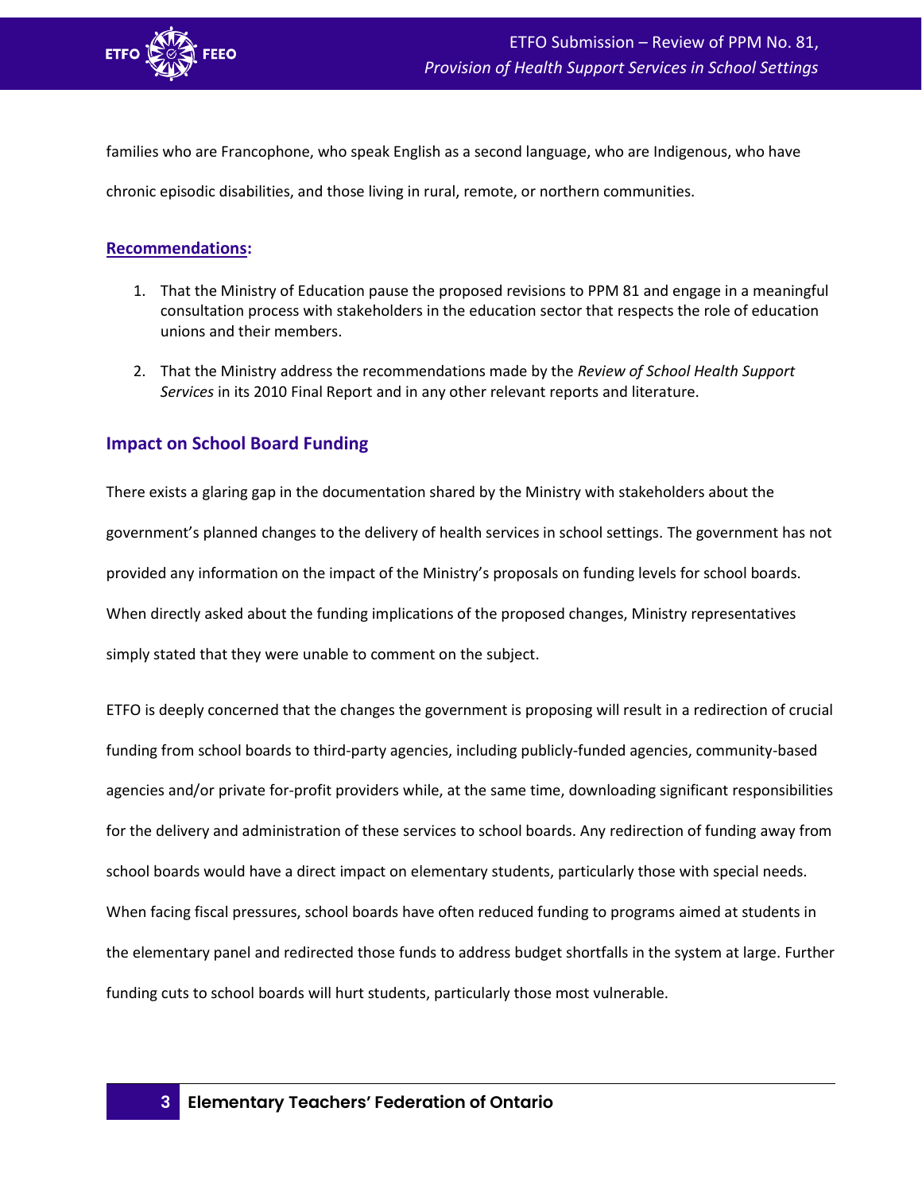families who are Francophone, who speak English as a second language, who are Indigenous, who have chronic episodic disabilities, and those living in rural, remote, or northern communities.

**Recommendations:**

1. That the Ministry of Education pause the proposed revisions to PPM 81 and engage in a meaningful consultation process with stakeholders in the education sector that respects the role of education unions and their members.
2. That the Ministry address the recommendations made by the *Review of School Health Support Services* in its 2010 Final Report and in any other relevant reports and literature.

## Impact on School Board Funding

There exists a glaring gap in the documentation shared by the Ministry with stakeholders about the government's planned changes to the delivery of health services in school settings. The government has not provided any information on the impact of the Ministry's proposals on funding levels for school boards. When directly asked about the funding implications of the proposed changes, Ministry representatives simply stated that they were unable to comment on the subject.

ETFO is deeply concerned that the changes the government is proposing will result in a redirection of crucial funding from school boards to third-party agencies, including publicly-funded agencies, community-based agencies and/or private for-profit providers while, at the same time, downloading significant responsibilities for the delivery and administration of these services to school boards. Any redirection of funding away from school boards would have a direct impact on elementary students, particularly those with special needs. When facing fiscal pressures, school boards have often reduced funding to programs aimed at students in the elementary panel and redirected those funds to address budget shortfalls in the system at large. Further funding cuts to school boards will hurt students, particularly those most vulnerable.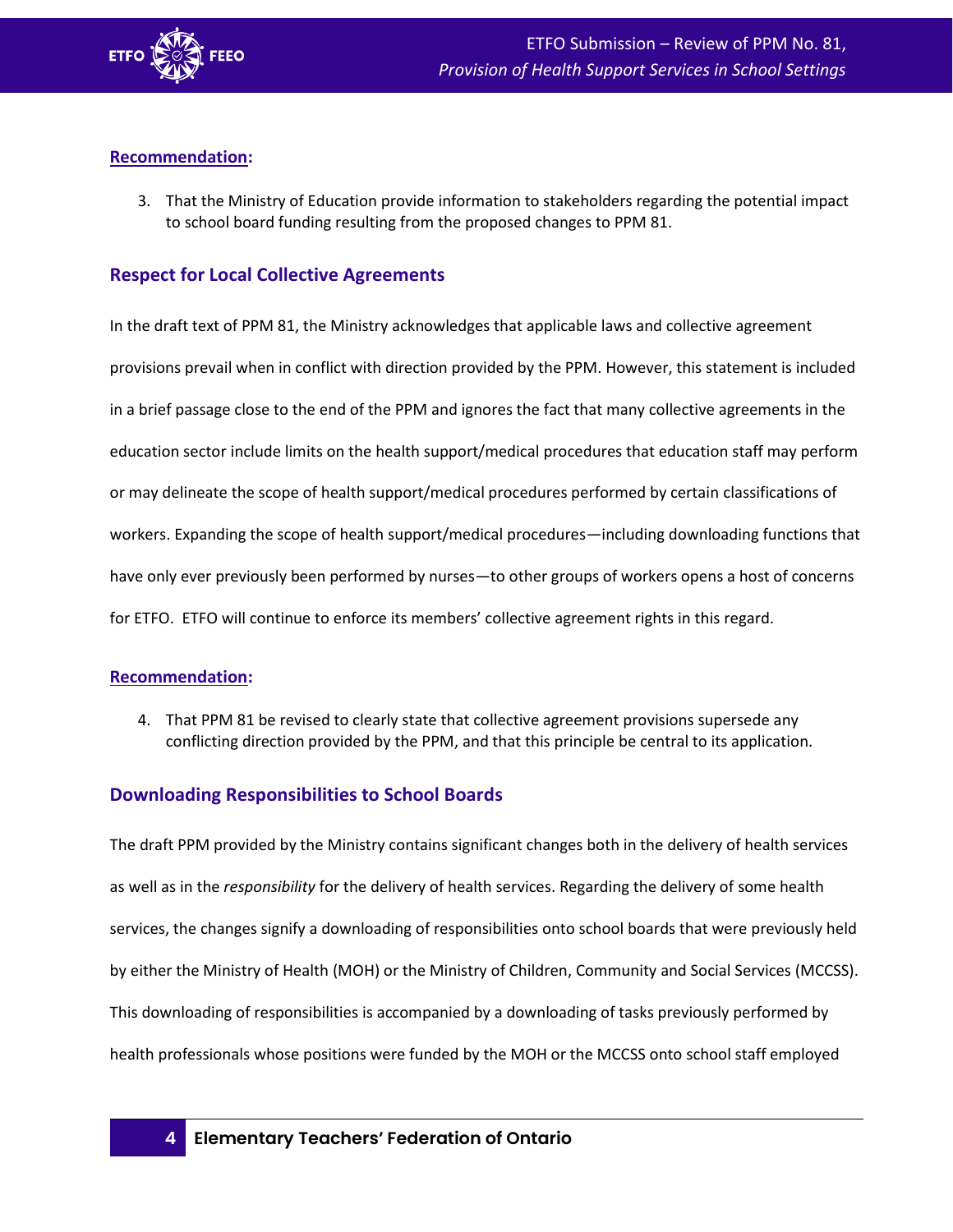**Recommendation:**

3. That the Ministry of Education provide information to stakeholders regarding the potential impact to school board funding resulting from the proposed changes to PPM 81.

## Respect for Local Collective Agreements

In the draft text of PPM 81, the Ministry acknowledges that applicable laws and collective agreement provisions prevail when in conflict with direction provided by the PPM. However, this statement is included in a brief passage close to the end of the PPM and ignores the fact that many collective agreements in the education sector include limits on the health support/medical procedures that education staff may perform or may delineate the scope of health support/medical procedures performed by certain classifications of workers. Expanding the scope of health support/medical procedures—including downloading functions that have only ever previously been performed by nurses—to other groups of workers opens a host of concerns for ETFO. ETFO will continue to enforce its members' collective agreement rights in this regard.

**Recommendation:**

4. That PPM 81 be revised to clearly state that collective agreement provisions supersede any conflicting direction provided by the PPM, and that this principle be central to its application.

## Downloading Responsibilities to School Boards

The draft PPM provided by the Ministry contains significant changes both in the delivery of health services as well as in the *responsibility* for the delivery of health services. Regarding the delivery of some health services, the changes signify a downloading of responsibilities onto school boards that were previously held by either the Ministry of Health (MOH) or the Ministry of Children, Community and Social Services (MCCSS). This downloading of responsibilities is accompanied by a downloading of tasks previously performed by health professionals whose positions were funded by the MOH or the MCCSS onto school staff employed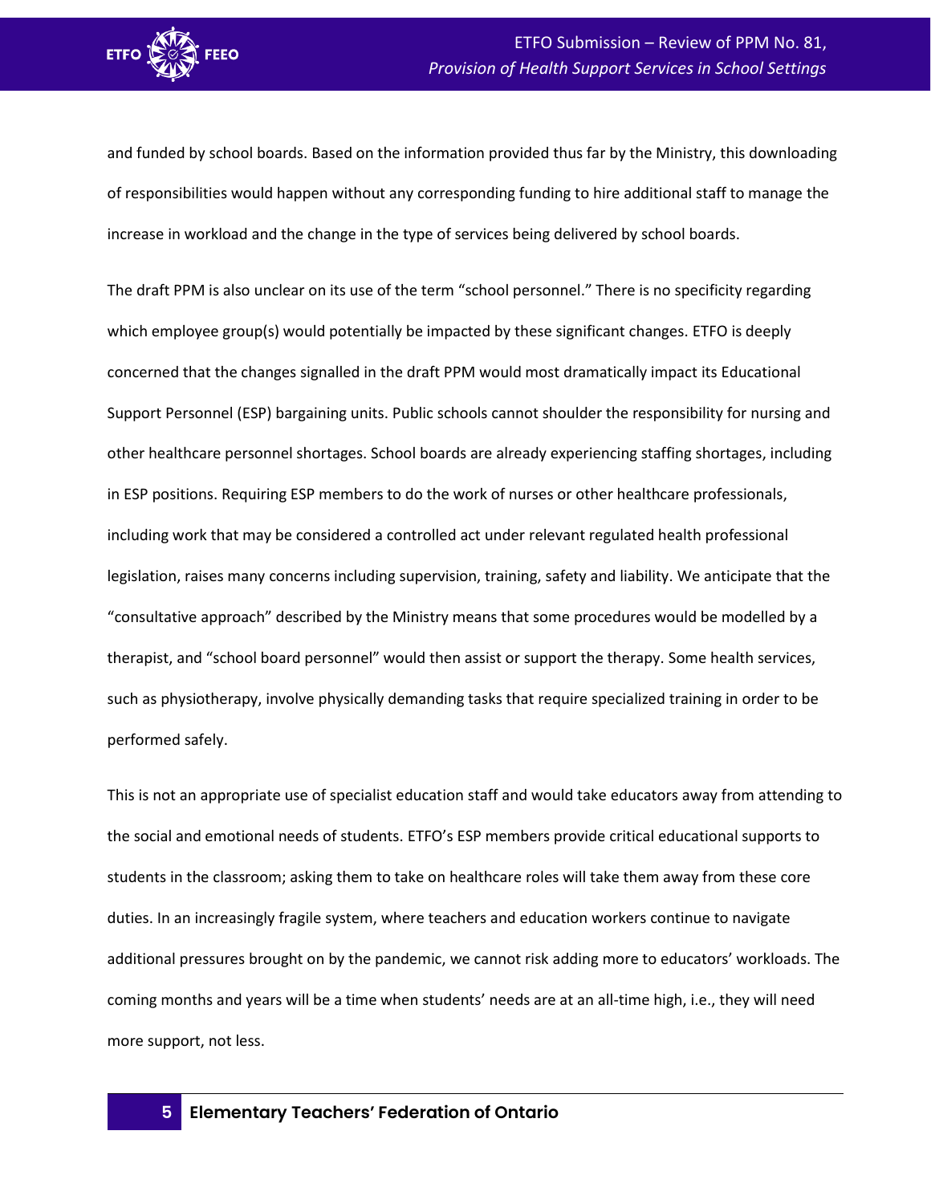and funded by school boards. Based on the information provided thus far by the Ministry, this downloading of responsibilities would happen without any corresponding funding to hire additional staff to manage the increase in workload and the change in the type of services being delivered by school boards.

The draft PPM is also unclear on its use of the term “school personnel.” There is no specificity regarding which employee group(s) would potentially be impacted by these significant changes. ETFO is deeply concerned that the changes signalled in the draft PPM would most dramatically impact its Educational Support Personnel (ESP) bargaining units. Public schools cannot shoulder the responsibility for nursing and other healthcare personnel shortages. School boards are already experiencing staffing shortages, including in ESP positions. Requiring ESP members to do the work of nurses or other healthcare professionals, including work that may be considered a controlled act under relevant regulated health professional legislation, raises many concerns including supervision, training, safety and liability. We anticipate that the “consultative approach” described by the Ministry means that some procedures would be modelled by a therapist, and “school board personnel” would then assist or support the therapy. Some health services, such as physiotherapy, involve physically demanding tasks that require specialized training in order to be performed safely.

This is not an appropriate use of specialist education staff and would take educators away from attending to the social and emotional needs of students. ETFO’s ESP members provide critical educational supports to students in the classroom; asking them to take on healthcare roles will take them away from these core duties. In an increasingly fragile system, where teachers and education workers continue to navigate additional pressures brought on by the pandemic, we cannot risk adding more to educators’ workloads. The coming months and years will be a time when students’ needs are at an all-time high, i.e., they will need more support, not less.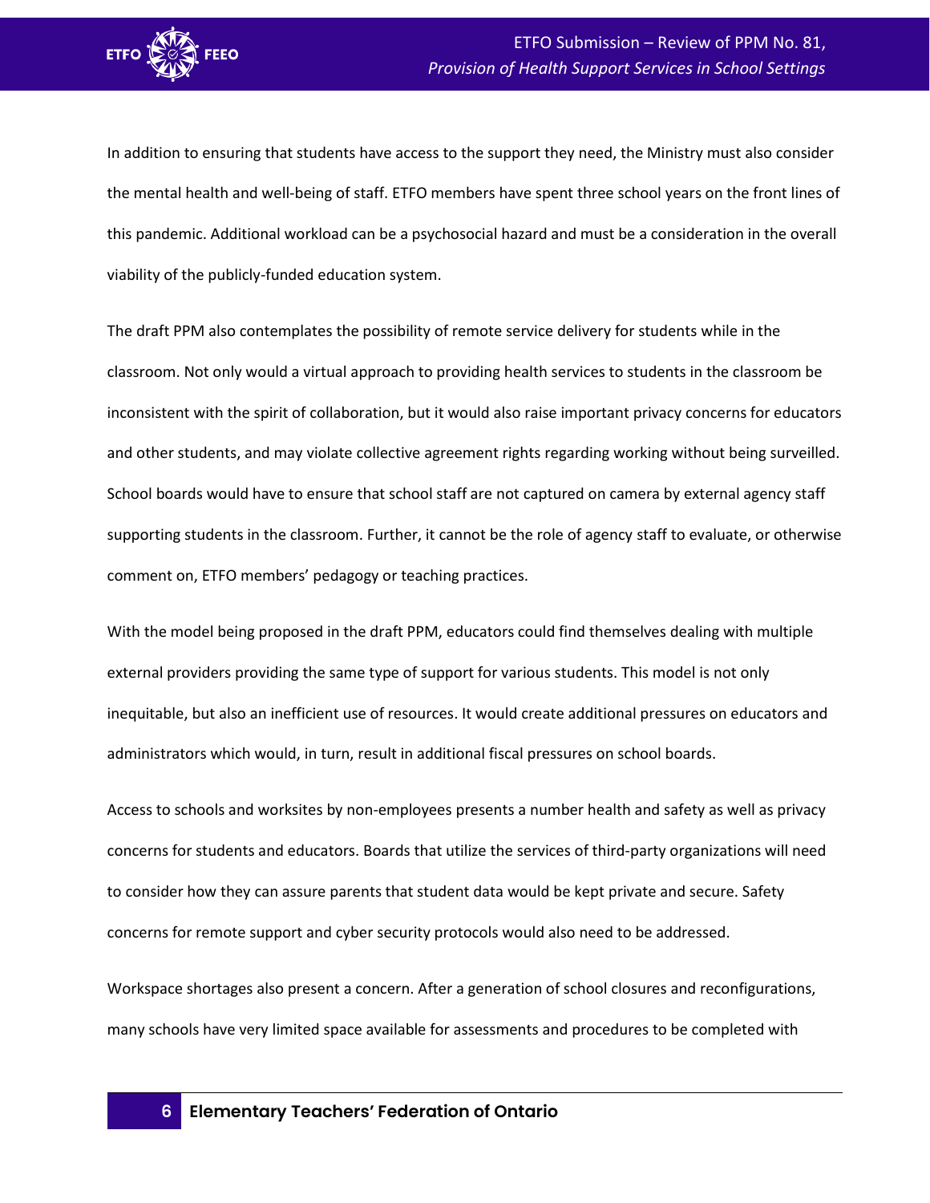In addition to ensuring that students have access to the support they need, the Ministry must also consider the mental health and well-being of staff. ETFO members have spent three school years on the front lines of this pandemic. Additional workload can be a psychosocial hazard and must be a consideration in the overall viability of the publicly-funded education system.

The draft PPM also contemplates the possibility of remote service delivery for students while in the classroom. Not only would a virtual approach to providing health services to students in the classroom be inconsistent with the spirit of collaboration, but it would also raise important privacy concerns for educators and other students, and may violate collective agreement rights regarding working without being surveilled. School boards would have to ensure that school staff are not captured on camera by external agency staff supporting students in the classroom. Further, it cannot be the role of agency staff to evaluate, or otherwise comment on, ETFO members' pedagogy or teaching practices.

With the model being proposed in the draft PPM, educators could find themselves dealing with multiple external providers providing the same type of support for various students. This model is not only inequitable, but also an inefficient use of resources. It would create additional pressures on educators and administrators which would, in turn, result in additional fiscal pressures on school boards.

Access to schools and worksites by non-employees presents a number health and safety as well as privacy concerns for students and educators. Boards that utilize the services of third-party organizations will need to consider how they can assure parents that student data would be kept private and secure. Safety concerns for remote support and cyber security protocols would also need to be addressed.

Workspace shortages also present a concern. After a generation of school closures and reconfigurations, many schools have very limited space available for assessments and procedures to be completed with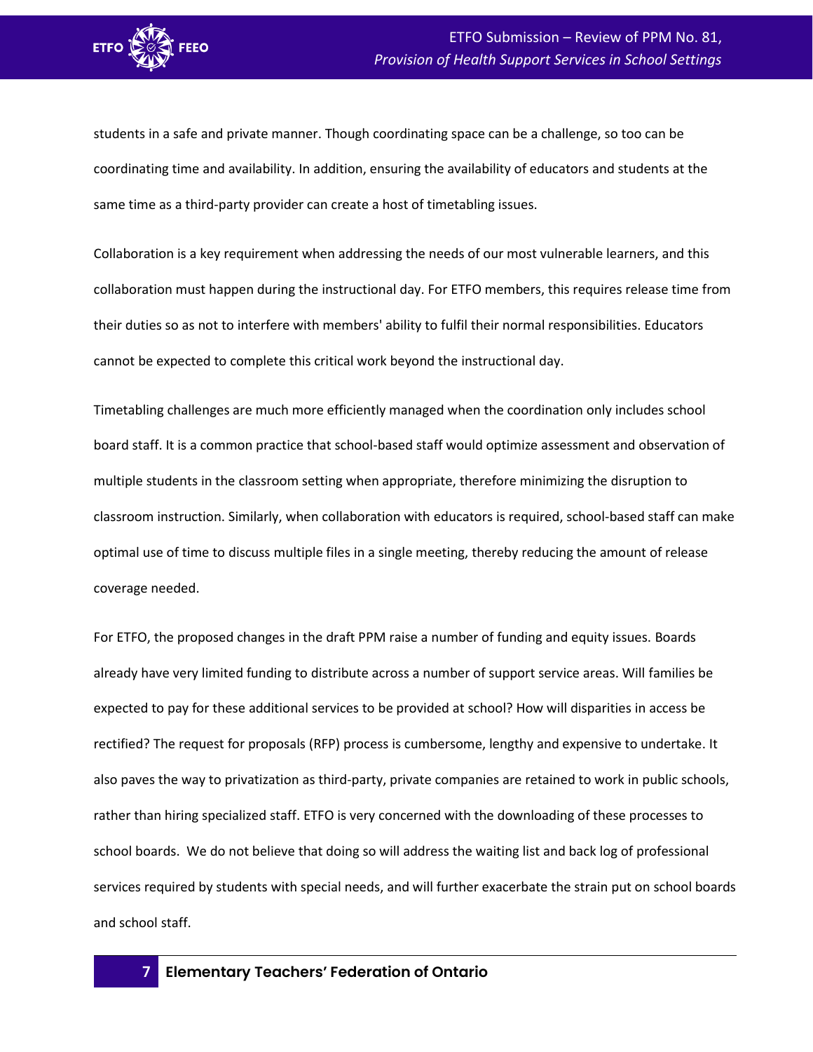students in a safe and private manner. Though coordinating space can be a challenge, so too can be coordinating time and availability. In addition, ensuring the availability of educators and students at the same time as a third-party provider can create a host of timetabling issues.

Collaboration is a key requirement when addressing the needs of our most vulnerable learners, and this collaboration must happen during the instructional day. For ETFO members, this requires release time from their duties so as not to interfere with members' ability to fulfil their normal responsibilities. Educators cannot be expected to complete this critical work beyond the instructional day.

Timetabling challenges are much more efficiently managed when the coordination only includes school board staff. It is a common practice that school-based staff would optimize assessment and observation of multiple students in the classroom setting when appropriate, therefore minimizing the disruption to classroom instruction. Similarly, when collaboration with educators is required, school-based staff can make optimal use of time to discuss multiple files in a single meeting, thereby reducing the amount of release coverage needed.

For ETFO, the proposed changes in the draft PPM raise a number of funding and equity issues. Boards already have very limited funding to distribute across a number of support service areas. Will families be expected to pay for these additional services to be provided at school? How will disparities in access be rectified? The request for proposals (RFP) process is cumbersome, lengthy and expensive to undertake. It also paves the way to privatization as third-party, private companies are retained to work in public schools, rather than hiring specialized staff. ETFO is very concerned with the downloading of these processes to school boards. We do not believe that doing so will address the waiting list and back log of professional services required by students with special needs, and will further exacerbate the strain put on school boards and school staff.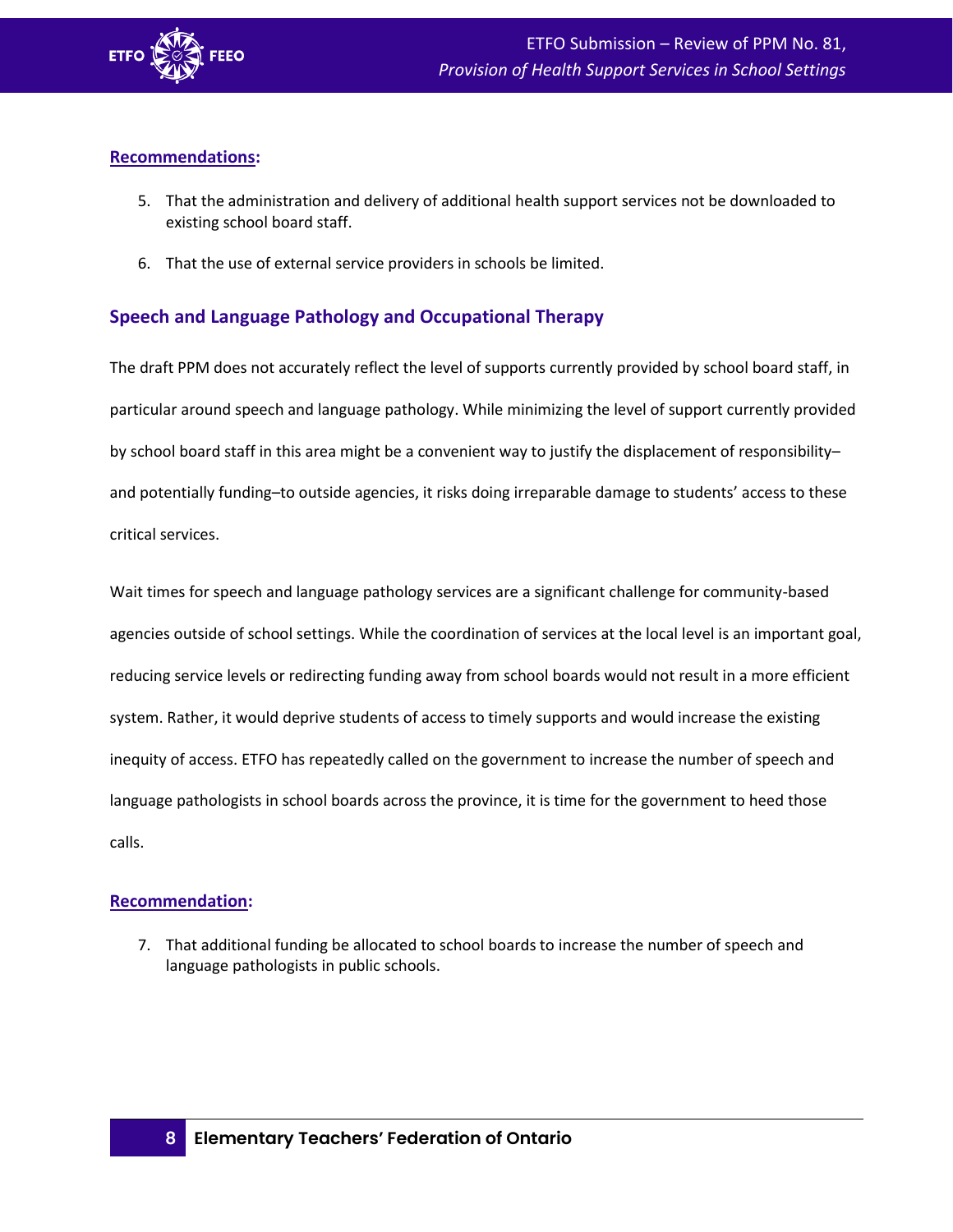**Recommendations:**

5. That the administration and delivery of additional health support services not be downloaded to existing school board staff.

6. That the use of external service providers in schools be limited.

## Speech and Language Pathology and Occupational Therapy

The draft PPM does not accurately reflect the level of supports currently provided by school board staff, in particular around speech and language pathology. While minimizing the level of support currently provided by school board staff in this area might be a convenient way to justify the displacement of responsibility–and potentially funding–to outside agencies, it risks doing irreparable damage to students' access to these critical services.

Wait times for speech and language pathology services are a significant challenge for community-based agencies outside of school settings. While the coordination of services at the local level is an important goal, reducing service levels or redirecting funding away from school boards would not result in a more efficient system. Rather, it would deprive students of access to timely supports and would increase the existing inequity of access. ETFO has repeatedly called on the government to increase the number of speech and language pathologists in school boards across the province, it is time for the government to heed those calls.

**Recommendation:**

7. That additional funding be allocated to school boards to increase the number of speech and language pathologists in public schools.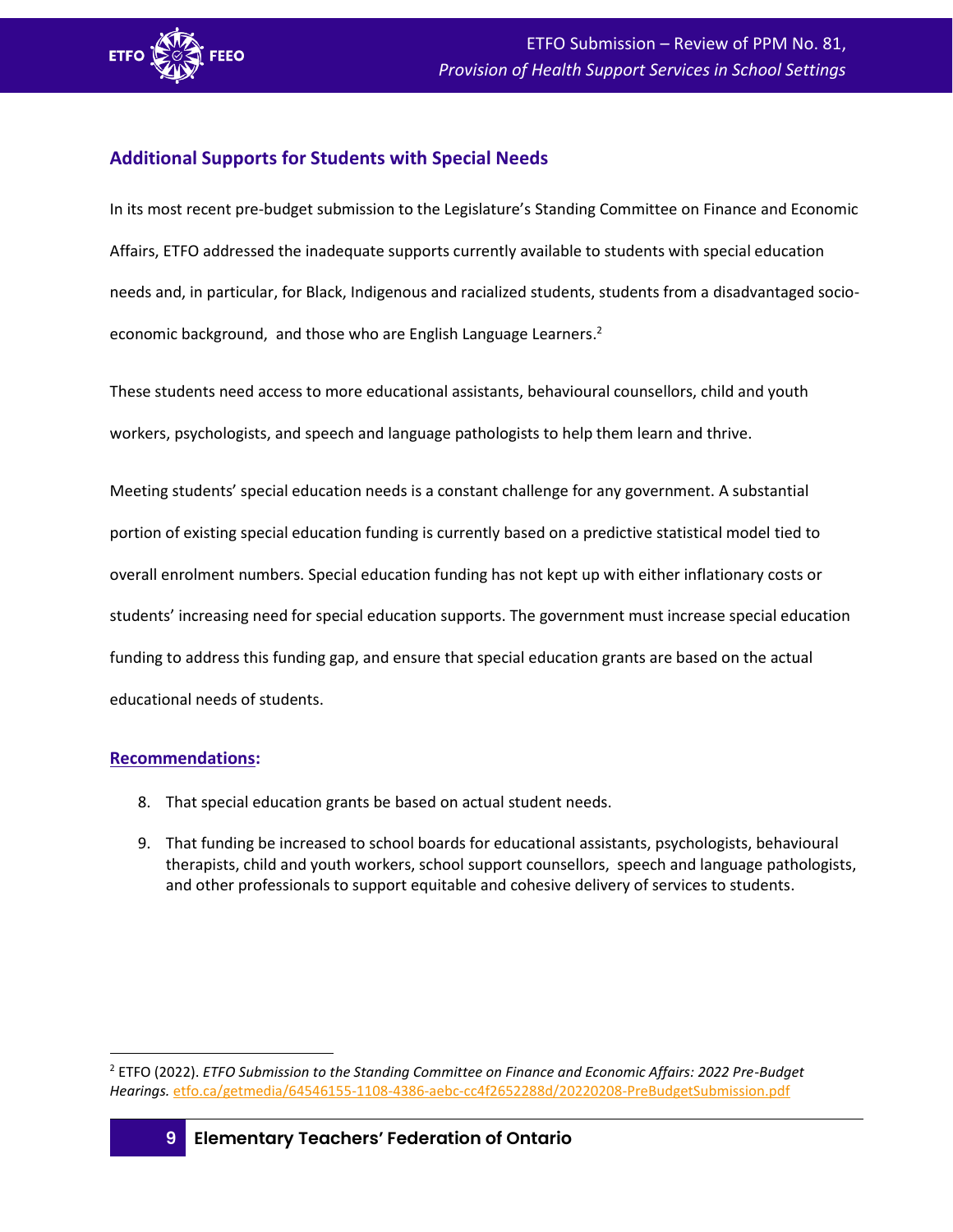## Additional Supports for Students with Special Needs

In its most recent pre-budget submission to the Legislature's Standing Committee on Finance and Economic Affairs, ETFO addressed the inadequate supports currently available to students with special education needs and, in particular, for Black, Indigenous and racialized students, students from a disadvantaged socio-economic background, and those who are English Language Learners.[2]

These students need access to more educational assistants, behavioural counsellors, child and youth workers, psychologists, and speech and language pathologists to help them learn and thrive.

Meeting students' special education needs is a constant challenge for any government. A substantial portion of existing special education funding is currently based on a predictive statistical model tied to overall enrolment numbers. Special education funding has not kept up with either inflationary costs or students' increasing need for special education supports. The government must increase special education funding to address this funding gap, and ensure that special education grants are based on the actual educational needs of students.

**Recommendations:**

8. That special education grants be based on actual student needs.
9. That funding be increased to school boards for educational assistants, psychologists, behavioural therapists, child and youth workers, school support counsellors, speech and language pathologists, and other professionals to support equitable and cohesive delivery of services to students.

---

[2] ETFO (2022). *ETFO Submission to the Standing Committee on Finance and Economic Affairs: 2022 Pre-Budget Hearings.* etfo.ca/getmedia/64546155-1108-4386-aebc-cc4f2652288d/20220208-PreBudgetSubmission.pdf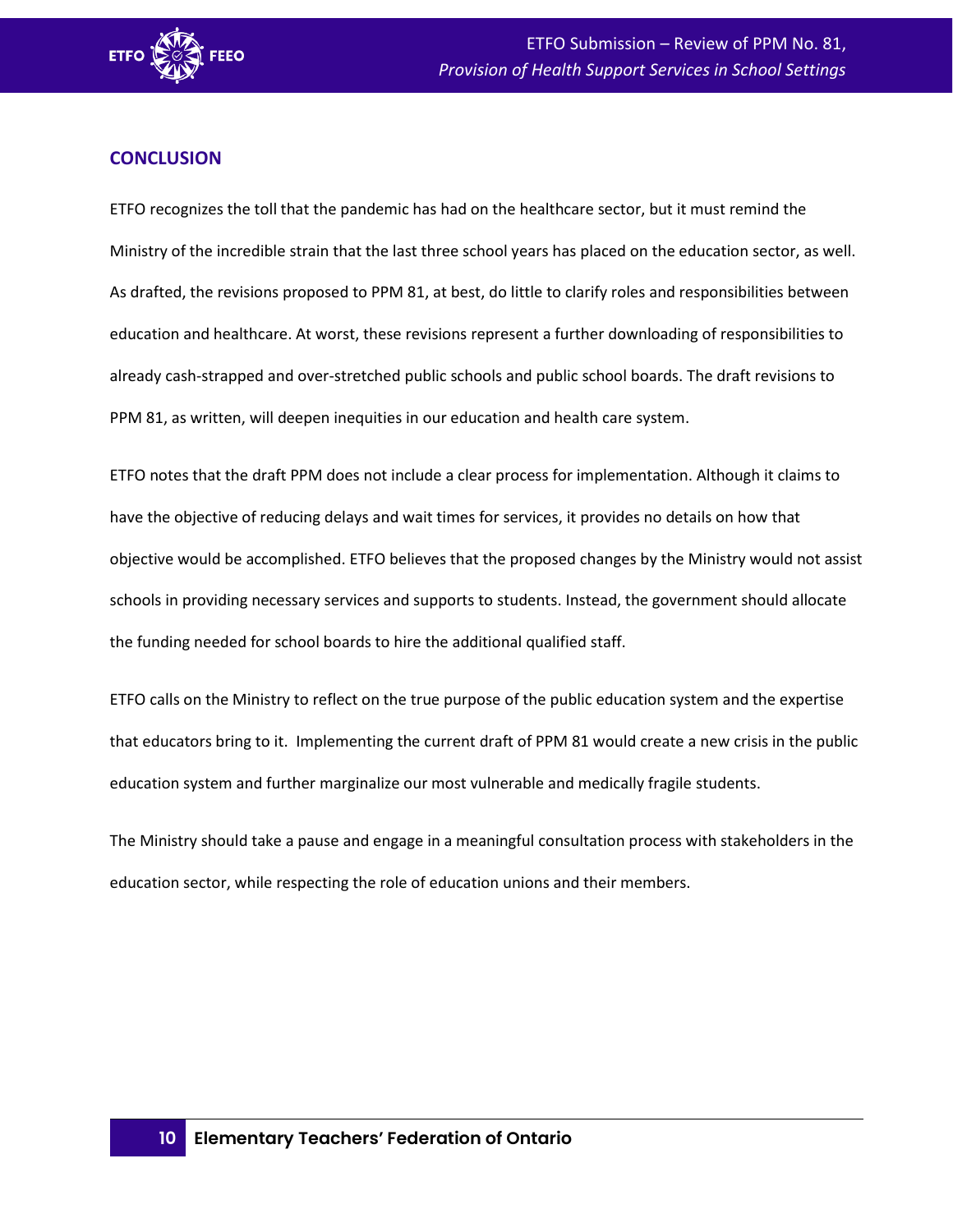## CONCLUSION

ETFO recognizes the toll that the pandemic has had on the healthcare sector, but it must remind the Ministry of the incredible strain that the last three school years has placed on the education sector, as well. As drafted, the revisions proposed to PPM 81, at best, do little to clarify roles and responsibilities between education and healthcare. At worst, these revisions represent a further downloading of responsibilities to already cash-strapped and over-stretched public schools and public school boards. The draft revisions to PPM 81, as written, will deepen inequities in our education and health care system.

ETFO notes that the draft PPM does not include a clear process for implementation. Although it claims to have the objective of reducing delays and wait times for services, it provides no details on how that objective would be accomplished. ETFO believes that the proposed changes by the Ministry would not assist schools in providing necessary services and supports to students. Instead, the government should allocate the funding needed for school boards to hire the additional qualified staff.

ETFO calls on the Ministry to reflect on the true purpose of the public education system and the expertise that educators bring to it. Implementing the current draft of PPM 81 would create a new crisis in the public education system and further marginalize our most vulnerable and medically fragile students.

The Ministry should take a pause and engage in a meaningful consultation process with stakeholders in the education sector, while respecting the role of education unions and their members.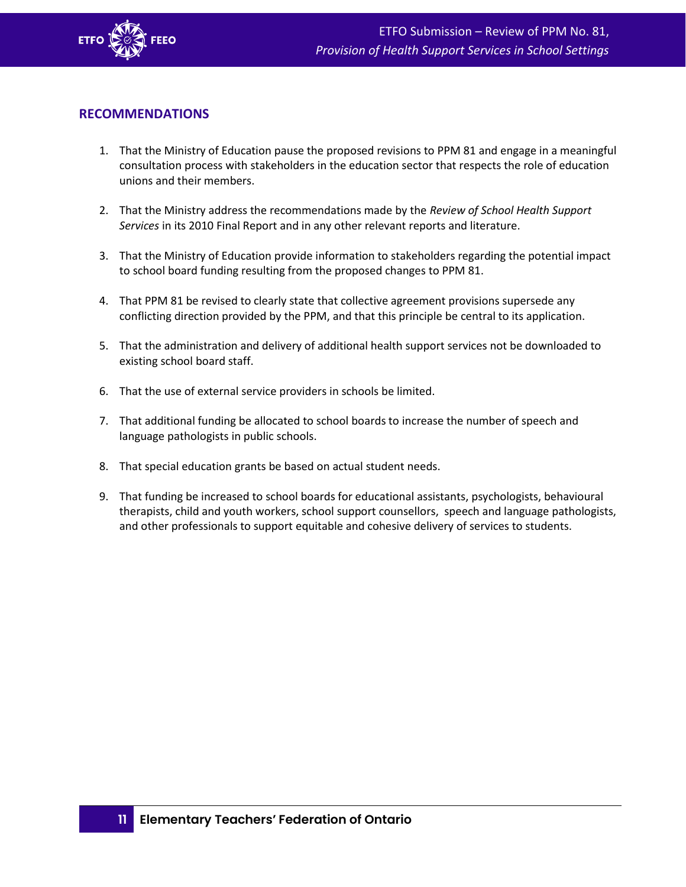## RECOMMENDATIONS

1. That the Ministry of Education pause the proposed revisions to PPM 81 and engage in a meaningful consultation process with stakeholders in the education sector that respects the role of education unions and their members.

2. That the Ministry address the recommendations made by the *Review of School Health Support Services* in its 2010 Final Report and in any other relevant reports and literature.

3. That the Ministry of Education provide information to stakeholders regarding the potential impact to school board funding resulting from the proposed changes to PPM 81.

4. That PPM 81 be revised to clearly state that collective agreement provisions supersede any conflicting direction provided by the PPM, and that this principle be central to its application.

5. That the administration and delivery of additional health support services not be downloaded to existing school board staff.

6. That the use of external service providers in schools be limited.

7. That additional funding be allocated to school boards to increase the number of speech and language pathologists in public schools.

8. That special education grants be based on actual student needs.

9. That funding be increased to school boards for educational assistants, psychologists, behavioural therapists, child and youth workers, school support counsellors, speech and language pathologists, and other professionals to support equitable and cohesive delivery of services to students.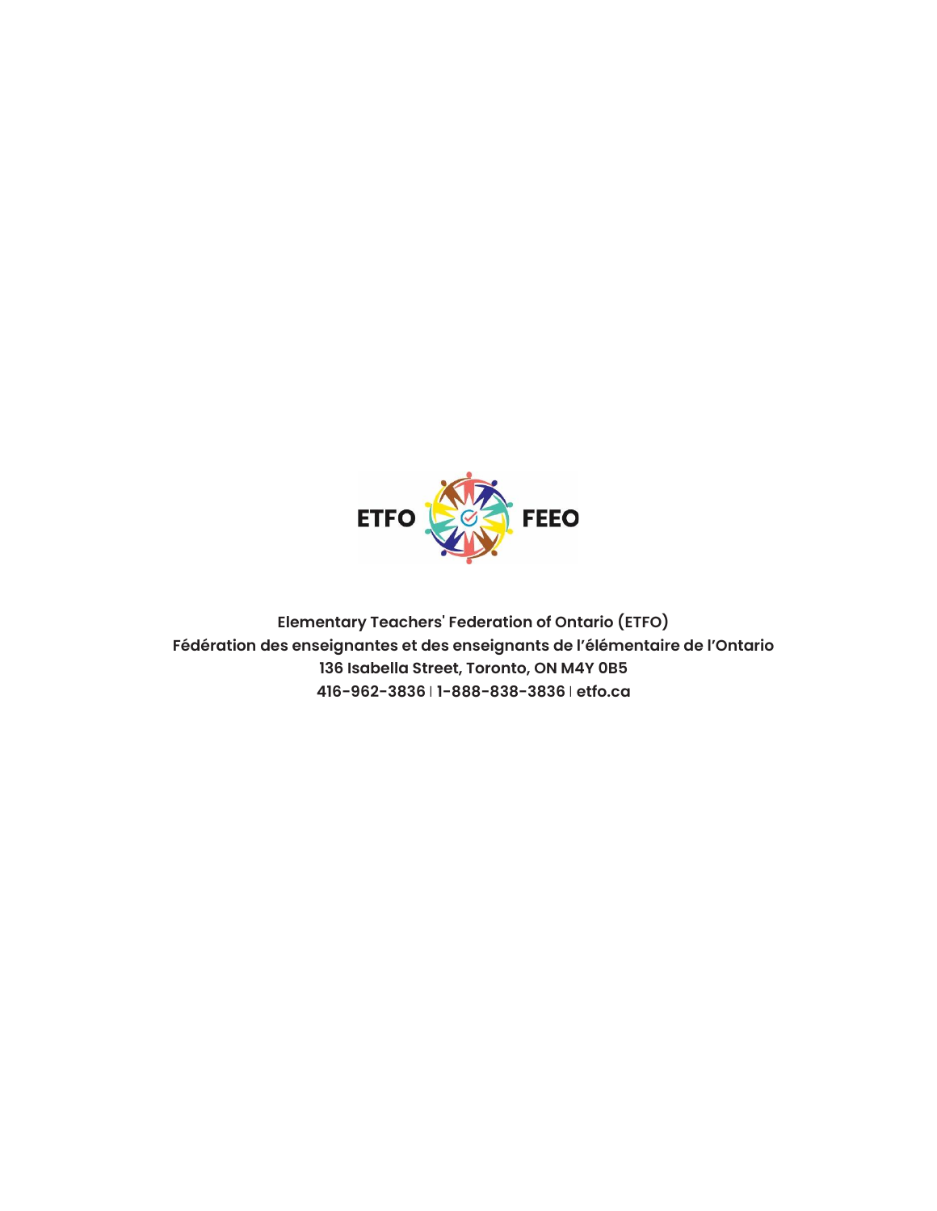ETFO FEEO

**Elementary Teachers' Federation of Ontario (ETFO)**
**Fédération des enseignantes et des enseignants de l'élémentaire de l'Ontario**
**136 Isabella Street, Toronto, ON M4Y 0B5**
**416-962-3836 | 1-888-838-3836 | etfo.ca**